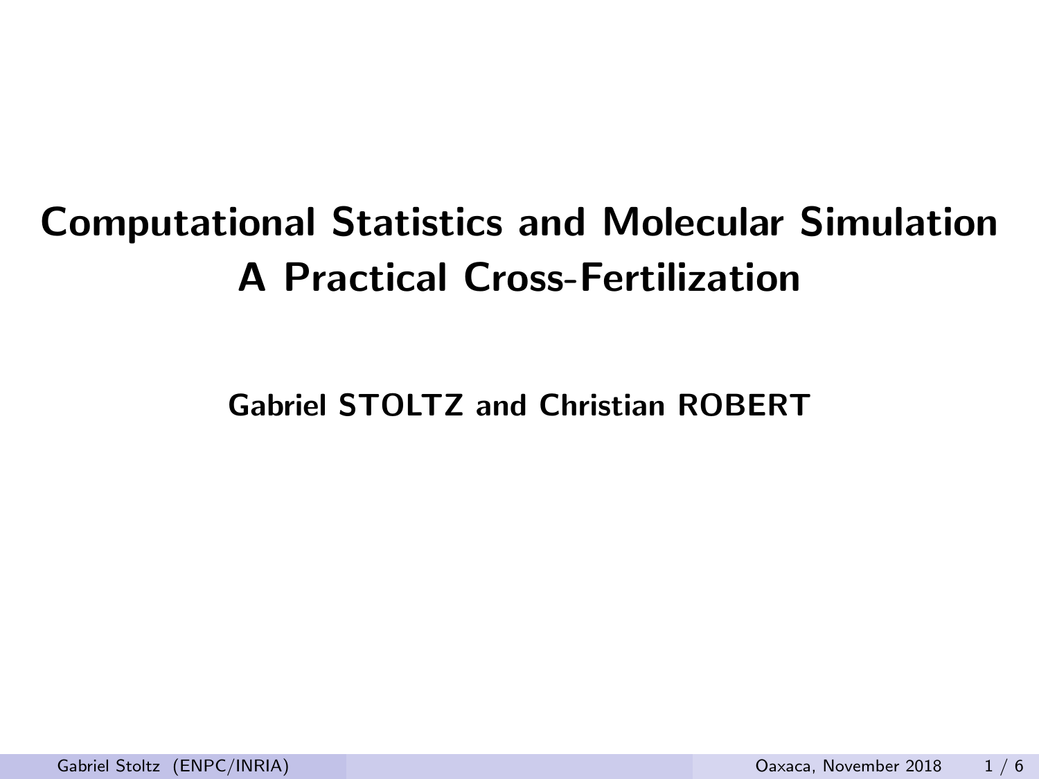# Computational Statistics and Molecular Simulation
# A Practical Cross-Fertilization

**Gabriel STOLTZ and Christian ROBERT**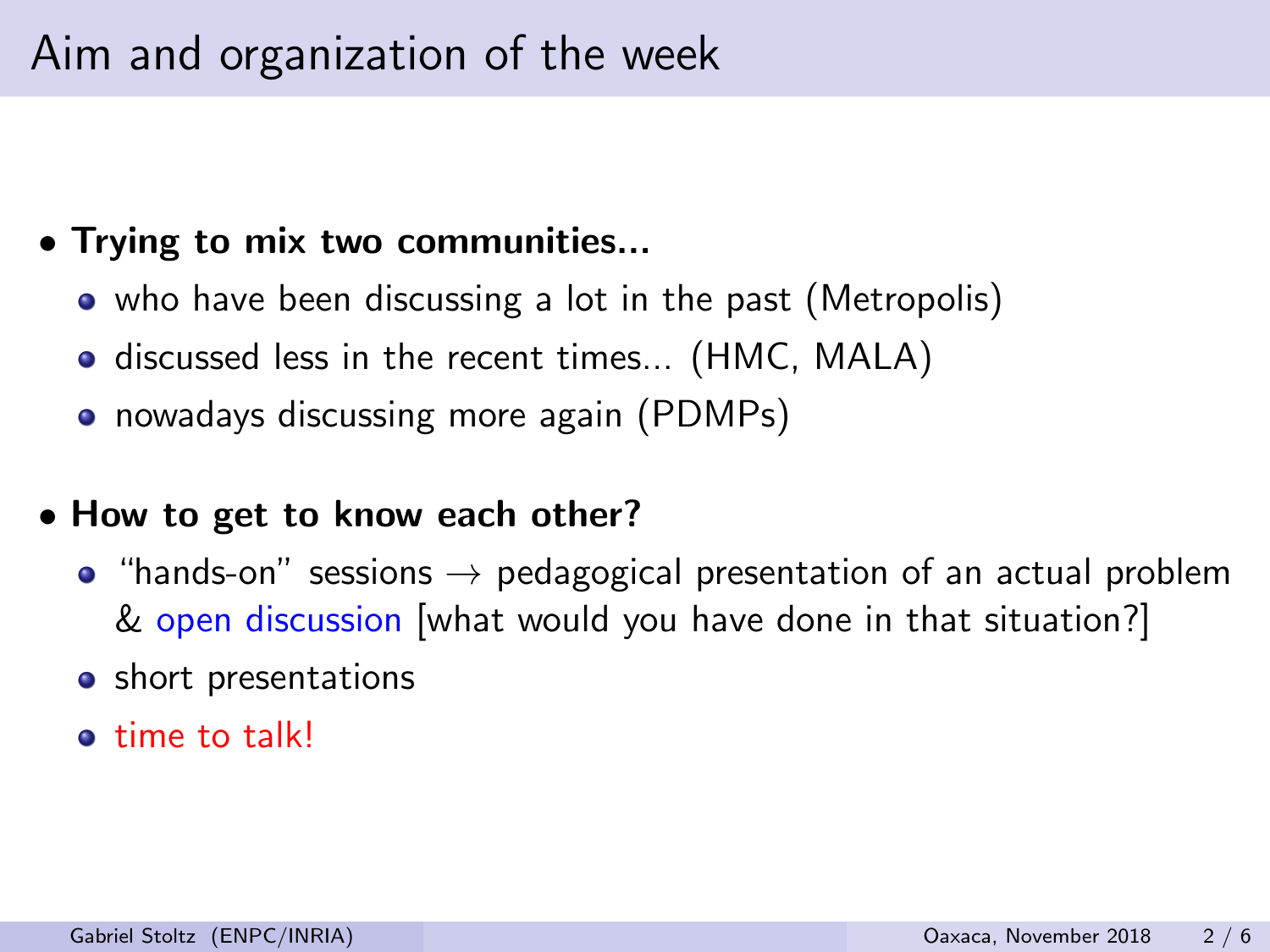# Aim and organization of the week

- **Trying to mix two communities...**
  - who have been discussing a lot in the past (Metropolis)
  - discussed less in the recent times... (HMC, MALA)
  - nowadays discussing more again (PDMPs)

- **How to get to know each other?**
  - "hands-on" sessions → pedagogical presentation of an actual problem & open discussion [what would you have done in that situation?]
  - short presentations
  - time to talk!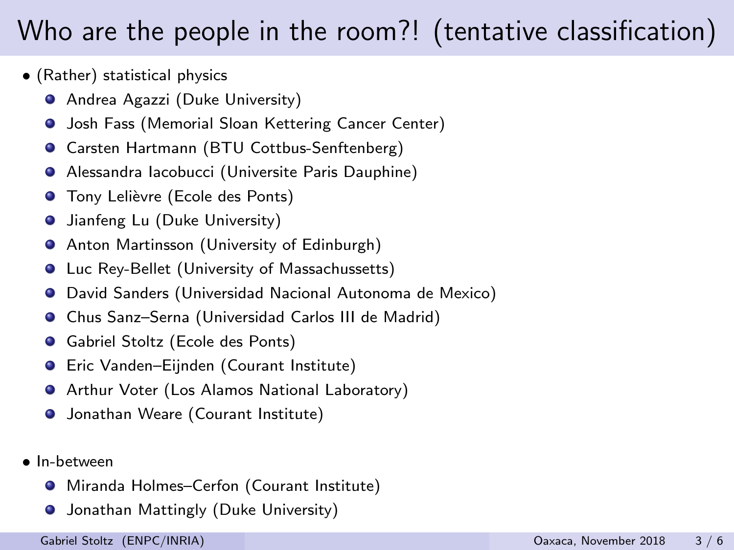# Who are the people in the room?! (tentative classification)

- (Rather) statistical physics
  - Andrea Agazzi (Duke University)
  - Josh Fass (Memorial Sloan Kettering Cancer Center)
  - Carsten Hartmann (BTU Cottbus-Senftenberg)
  - Alessandra Iacobucci (Universite Paris Dauphine)
  - Tony Lelièvre (Ecole des Ponts)
  - Jianfeng Lu (Duke University)
  - Anton Martinsson (University of Edinburgh)
  - Luc Rey-Bellet (University of Massachussetts)
  - David Sanders (Universidad Nacional Autonoma de Mexico)
  - Chus Sanz–Serna (Universidad Carlos III de Madrid)
  - Gabriel Stoltz (Ecole des Ponts)
  - Eric Vanden–Eijnden (Courant Institute)
  - Arthur Voter (Los Alamos National Laboratory)
  - Jonathan Weare (Courant Institute)

- In-between
  - Miranda Holmes–Cerfon (Courant Institute)
  - Jonathan Mattingly (Duke University)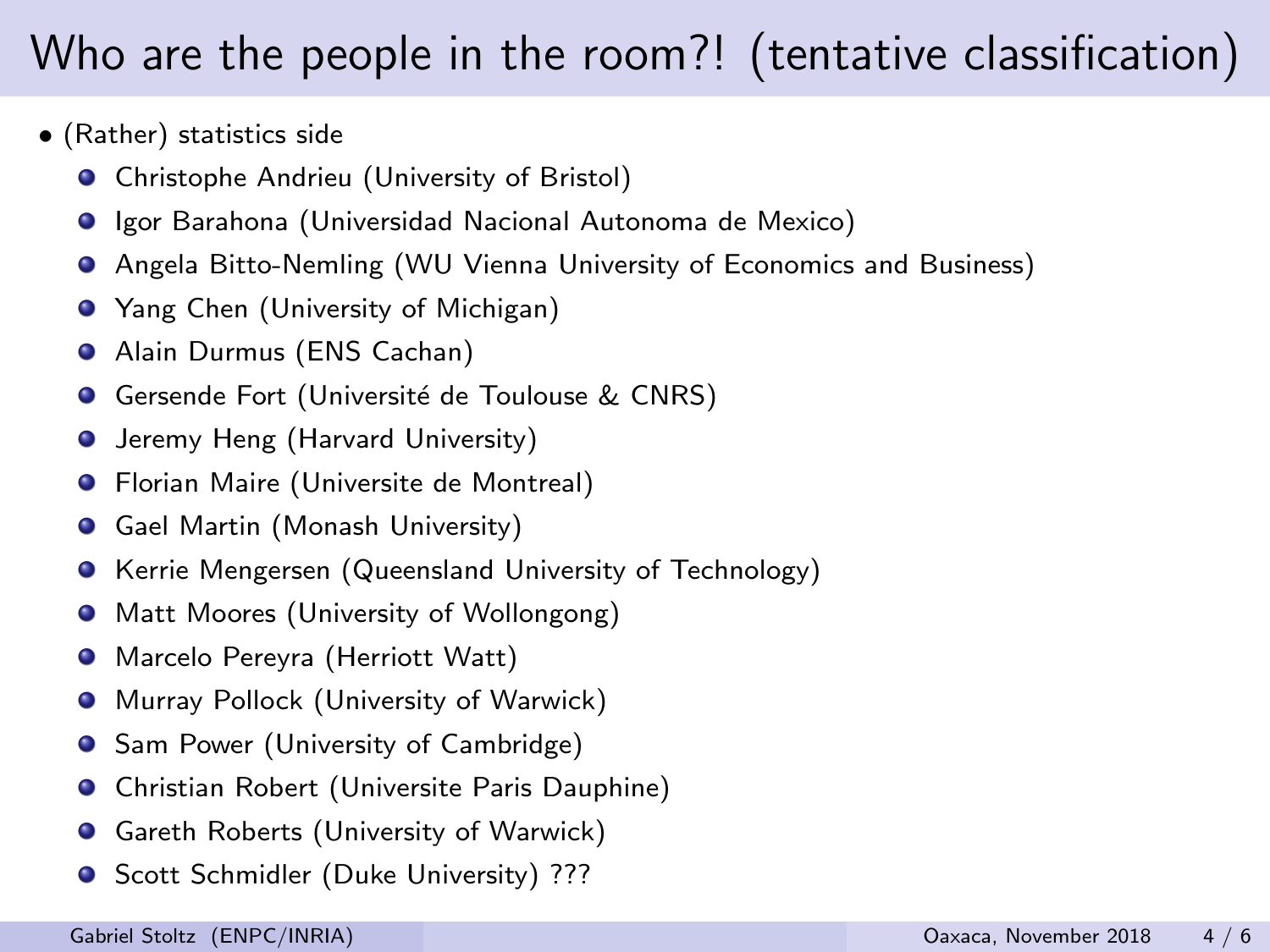# Who are the people in the room?! (tentative classification)

- (Rather) statistics side
  - Christophe Andrieu (University of Bristol)
  - Igor Barahona (Universidad Nacional Autonoma de Mexico)
  - Angela Bitto-Nemling (WU Vienna University of Economics and Business)
  - Yang Chen (University of Michigan)
  - Alain Durmus (ENS Cachan)
  - Gersende Fort (Université de Toulouse & CNRS)
  - Jeremy Heng (Harvard University)
  - Florian Maire (Universite de Montreal)
  - Gael Martin (Monash University)
  - Kerrie Mengersen (Queensland University of Technology)
  - Matt Moores (University of Wollongong)
  - Marcelo Pereyra (Herriott Watt)
  - Murray Pollock (University of Warwick)
  - Sam Power (University of Cambridge)
  - Christian Robert (Universite Paris Dauphine)
  - Gareth Roberts (University of Warwick)
  - Scott Schmidler (Duke University) ???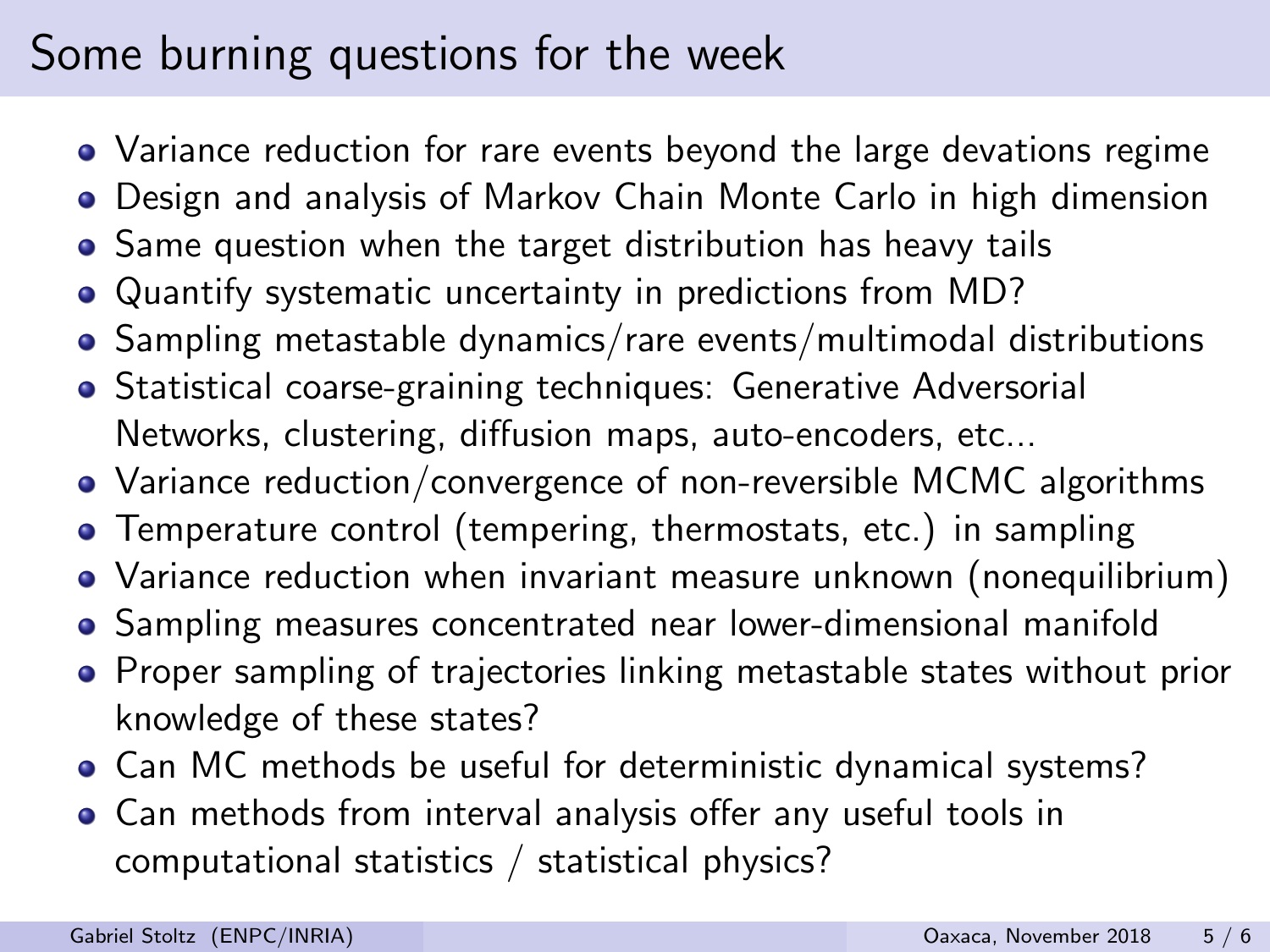# Some burning questions for the week

- Variance reduction for rare events beyond the large devations regime
- Design and analysis of Markov Chain Monte Carlo in high dimension
- Same question when the target distribution has heavy tails
- Quantify systematic uncertainty in predictions from MD?
- Sampling metastable dynamics/rare events/multimodal distributions
- Statistical coarse-graining techniques: Generative Adversorial Networks, clustering, diffusion maps, auto-encoders, etc...
- Variance reduction/convergence of non-reversible MCMC algorithms
- Temperature control (tempering, thermostats, etc.) in sampling
- Variance reduction when invariant measure unknown (nonequilibrium)
- Sampling measures concentrated near lower-dimensional manifold
- Proper sampling of trajectories linking metastable states without prior knowledge of these states?
- Can MC methods be useful for deterministic dynamical systems?
- Can methods from interval analysis offer any useful tools in computational statistics / statistical physics?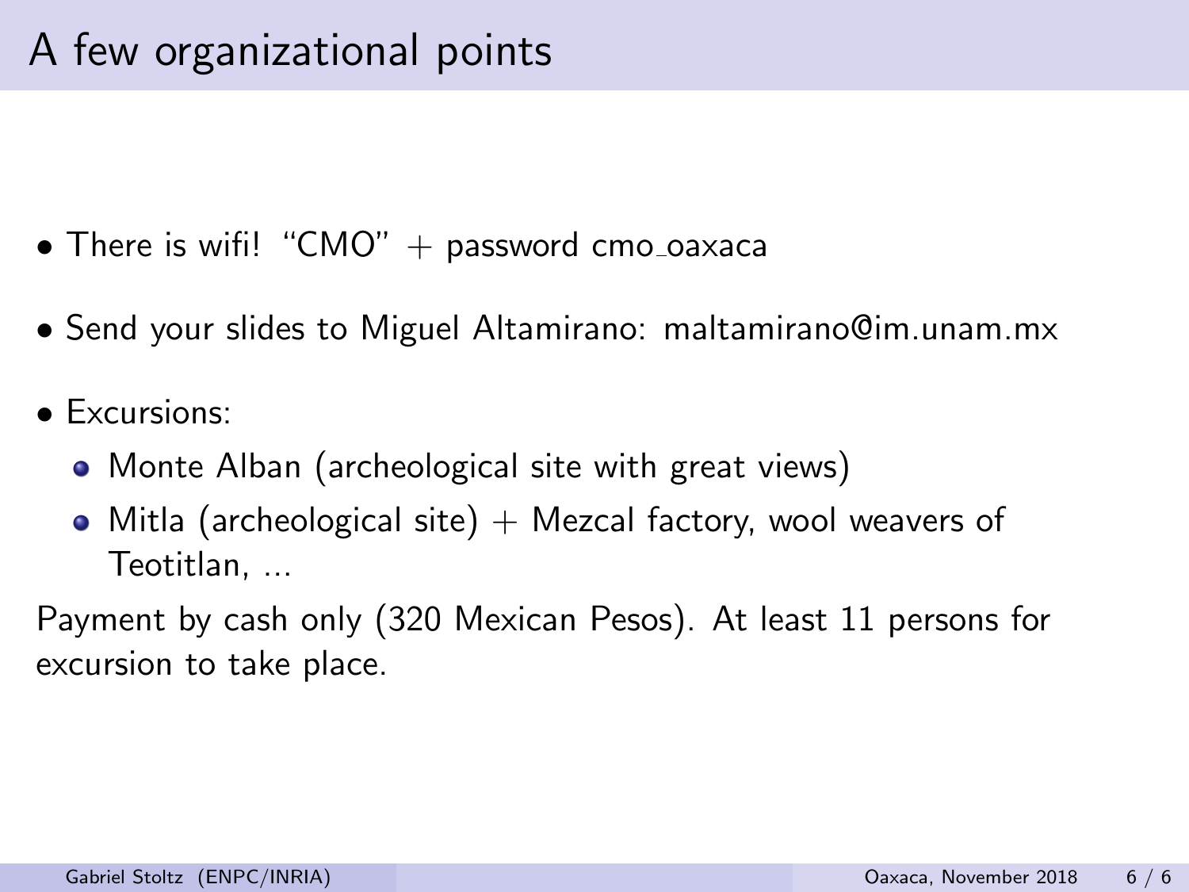# A few organizational points

- There is wifi! "CMO" + password cmo_oaxaca
- Send your slides to Miguel Altamirano: maltamirano@im.unam.mx
- Excursions:
  - Monte Alban (archeological site with great views)
  - Mitla (archeological site) + Mezcal factory, wool weavers of Teotitlan, ...

Payment by cash only (320 Mexican Pesos). At least 11 persons for excursion to take place.